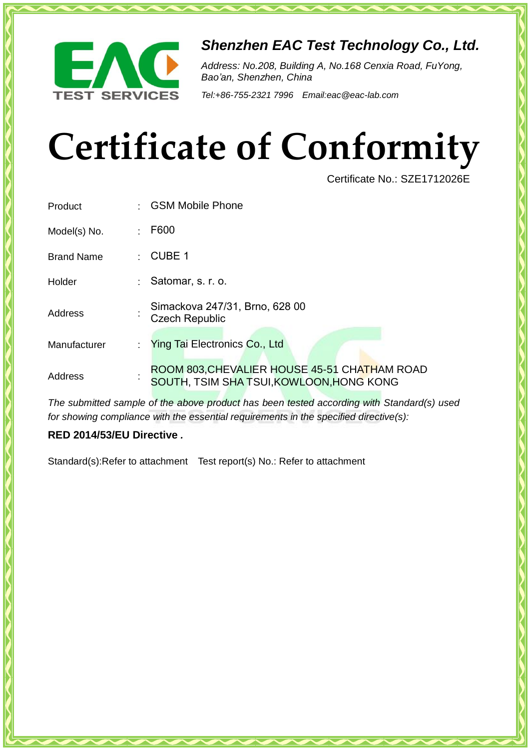## *Shenzhen EAC Test Technology Co., Ltd.*

*Address: No.208, Building A, No.168 Cenxia Road, FuYong, Bao'an, Shenzhen, China*

*Tel:+86-755-2321 7996 Email:eac@eac-lab.com*

# Certificate of Conformity

Certificate No.: SZE1712026E

| | | |
|---|---|---|
| Product | : | GSM Mobile Phone |
| Model(s) No. | : | F600 |
| Brand Name | : | CUBE 1 |
| Holder | : | Satomar, s. r. o. |
| Address | : | Simackova 247/31, Brno, 628 00 Czech Republic |
| Manufacturer | : | Ying Tai Electronics Co., Ltd |
| Address | : | ROOM 803,CHEVALIER HOUSE 45-51 CHATHAM ROAD SOUTH, TSIM SHA TSUI,KOWLOON,HONG KONG |

*The submitted sample of the above product has been tested according with Standard(s) used for showing compliance with the essential requirements in the specified directive(s):*

**RED 2014/53/EU Directive .**

Standard(s):Refer to attachment Test report(s) No.: Refer to attachment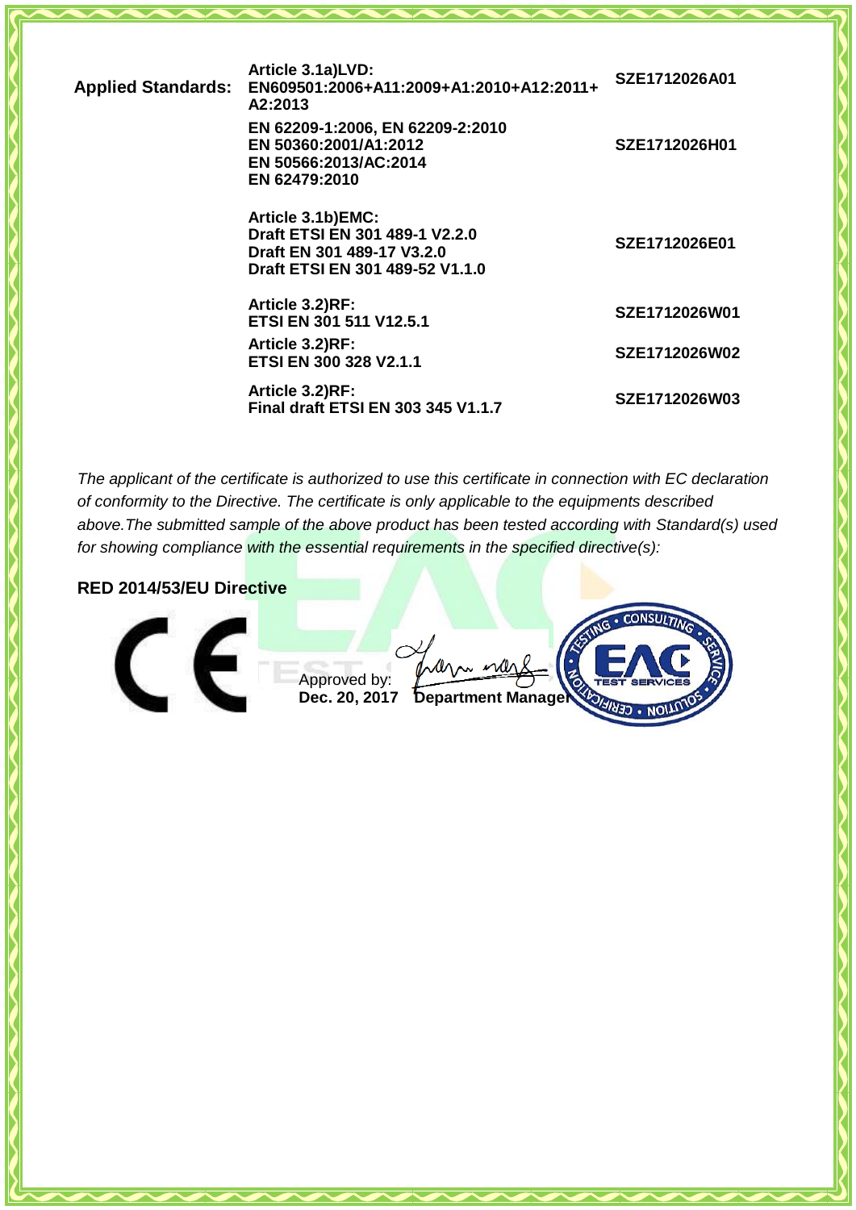| | | |
|---|---|---|
| **Applied Standards:** | **Article 3.1a)LVD:**<br>**EN609501:2006+A11:2009+A1:2010+A12:2011+ A2:2013** | **SZE1712026A01** |
| | **EN 62209-1:2006, EN 62209-2:2010**<br>**EN 50360:2001/A1:2012**<br>**EN 50566:2013/AC:2014**<br>**EN 62479:2010** | **SZE1712026H01** |
| | **Article 3.1b)EMC:**<br>**Draft ETSI EN 301 489-1 V2.2.0**<br>**Draft EN 301 489-17 V3.2.0**<br>**Draft ETSI EN 301 489-52 V1.1.0** | **SZE1712026E01** |
| | **Article 3.2)RF:**<br>**ETSI EN 301 511 V12.5.1** | **SZE1712026W01** |
| | **Article 3.2)RF:**<br>**ETSI EN 300 328 V2.1.1** | **SZE1712026W02** |
| | **Article 3.2)RF:**<br>**Final draft ETSI EN 303 345 V1.1.7** | **SZE1712026W03** |

*The applicant of the certificate is authorized to use this certificate in connection with EC declaration of conformity to the Directive. The certificate is only applicable to the equipments described above.The submitted sample of the above product has been tested according with Standard(s) used for showing compliance with the essential requirements in the specified directive(s):*

**RED 2014/53/EU Directive**

CE

Approved by:
**Dec. 20, 2017** **Department Manager**

TESTING • CONSULTING • SERVICE • SOLUTION • CERTIFICATION
EAC TEST SERVICES